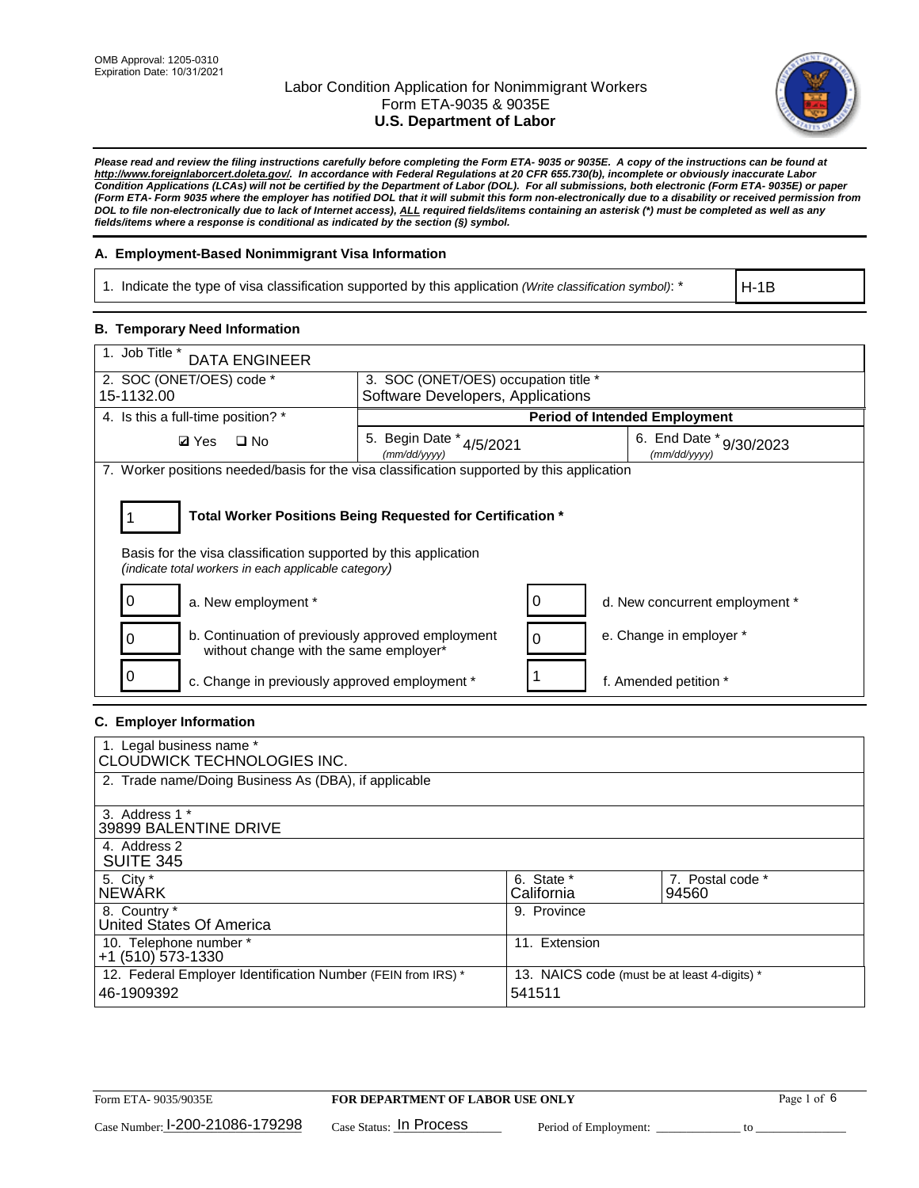OMB Approval: 1205-0310
Expiration Date: 10/31/2021

# Labor Condition Application for Nonimmigrant Workers
## Form ETA-9035 & 9035E
## U.S. Department of Labor

***Please read and review the filing instructions carefully before completing the Form ETA- 9035 or 9035E. A copy of the instructions can be found at http://www.foreignlaborcert.doleta.gov/. In accordance with Federal Regulations at 20 CFR 655.730(b), incomplete or obviously inaccurate Labor Condition Applications (LCAs) will not be certified by the Department of Labor (DOL). For all submissions, both electronic (Form ETA- 9035E) or paper (Form ETA- Form 9035 where the employer has notified DOL that it will submit this form non-electronically due to a disability or received permission from DOL to file non-electronically due to lack of Internet access), ALL required fields/items containing an asterisk (*) must be completed as well as any fields/items where a response is conditional as indicated by the section (§) symbol.***

### A. Employment-Based Nonimmigrant Visa Information

| 1. Indicate the type of visa classification supported by this application *(Write classification symbol)*: * | H-1B |
|---|---|

### B. Temporary Need Information

| 1. Job Title * DATA ENGINEER | | |
|---|---|---|
| 2. SOC (ONET/OES) code * 15-1132.00 | 3. SOC (ONET/OES) occupation title * Software Developers, Applications | |
| 4. Is this a full-time position? * | **Period of Intended Employment** | |
| ☑ Yes ☐ No | 5. Begin Date * *(mm/dd/yyyy)* 4/5/2021 | 6. End Date * *(mm/dd/yyyy)* 9/30/2023 |

7. Worker positions needed/basis for the visa classification supported by this application

| 1 | **Total Worker Positions Being Requested for Certification *** |
|---|---|

Basis for the visa classification supported by this application
*(indicate total workers in each applicable category)*

| | | | |
|---|---|---|---|
| 0 | a. New employment * | 0 | d. New concurrent employment * |
| 0 | b. Continuation of previously approved employment without change with the same employer* | 0 | e. Change in employer * |
| 0 | c. Change in previously approved employment * | 1 | f. Amended petition * |

### C. Employer Information

| | | |
|---|---|---|
| 1. Legal business name * CLOUDWICK TECHNOLOGIES INC. | | |
| 2. Trade name/Doing Business As (DBA), if applicable | | |
| 3. Address 1 * 39899 BALENTINE DRIVE | | |
| 4. Address 2 SUITE 345 | | |
| 5. City * NEWARK | 6. State * California | 7. Postal code * 94560 |
| 8. Country * United States Of America | 9. Province | |
| 10. Telephone number * +1 (510) 573-1330 | 11. Extension | |
| 12. Federal Employer Identification Number (FEIN from IRS) * 46-1909392 | 13. NAICS code (must be at least 4-digits) * 541511 | |

Form ETA- 9035/9035E | **FOR DEPARTMENT OF LABOR USE ONLY**

Case Number: I-200-21086-179298 Case Status: In Process Period of Employment: _____________ to _____________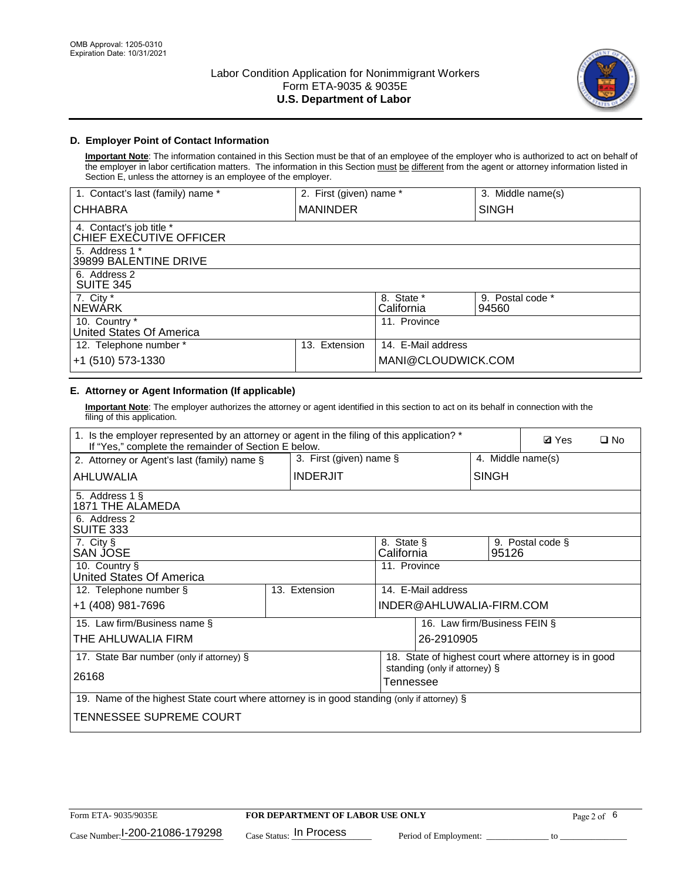OMB Approval: 1205-0310
Expiration Date: 10/31/2021

# Labor Condition Application for Nonimmigrant Workers
Form ETA-9035 & 9035E
**U.S. Department of Labor**

## D. Employer Point of Contact Information

**Important Note**: The information contained in this Section must be that of an employee of the employer who is authorized to act on behalf of the employer in labor certification matters. The information in this Section must be different from the agent or attorney information listed in Section E, unless the attorney is an employee of the employer.

| 1. Contact's last (family) name * | 2. First (given) name * | | 3. Middle name(s) |
|---|---|---|---|
| CHHABRA | MANINDER | | SINGH |
| 4. Contact's job title * CHIEF EXECUTIVE OFFICER | | | |
| 5. Address 1 * 39899 BALENTINE DRIVE | | | |
| 6. Address 2 SUITE 345 | | | |
| 7. City * NEWARK | | 8. State * California | 9. Postal code * 94560 |
| 10. Country * United States Of America | | 11. Province | |
| 12. Telephone number * | 13. Extension | 14. E-Mail address | |
| +1 (510) 573-1330 | | MANI@CLOUDWICK.COM | |

## E. Attorney or Agent Information (If applicable)

**Important Note**: The employer authorizes the attorney or agent identified in this section to act on its behalf in connection with the filing of this application.

| 1. Is the employer represented by an attorney or agent in the filing of this application? * If "Yes," complete the remainder of Section E below. | | | ☑ Yes ☐ No |
|---|---|---|---|
| 2. Attorney or Agent's last (family) name § | 3. First (given) name § | | 4. Middle name(s) |
| AHLUWALIA | INDERJIT | | SINGH |
| 5. Address 1 § 1871 THE ALAMEDA | | | |
| 6. Address 2 SUITE 333 | | | |
| 7. City § SAN JOSE | | 8. State § California | 9. Postal code § 95126 |
| 10. Country § United States Of America | | 11. Province | |
| 12. Telephone number § | 13. Extension | 14. E-Mail address | |
| +1 (408) 981-7696 | | INDER@AHLUWALIA-FIRM.COM | |
| 15. Law firm/Business name § | | 16. Law firm/Business FEIN § | |
| THE AHLUWALIA FIRM | | 26-2910905 | |
| 17. State Bar number (only if attorney) § | | 18. State of highest court where attorney is in good standing (only if attorney) § | |
| 26168 | | Tennessee | |
| 19. Name of the highest State court where attorney is in good standing (only if attorney) § | | | |
| TENNESSEE SUPREME COURT | | | |

Form ETA- 9035/9035E | **FOR DEPARTMENT OF LABOR USE ONLY**

Case Number: I-200-21086-179298 Case Status: In Process Period of Employment: _____________ to _____________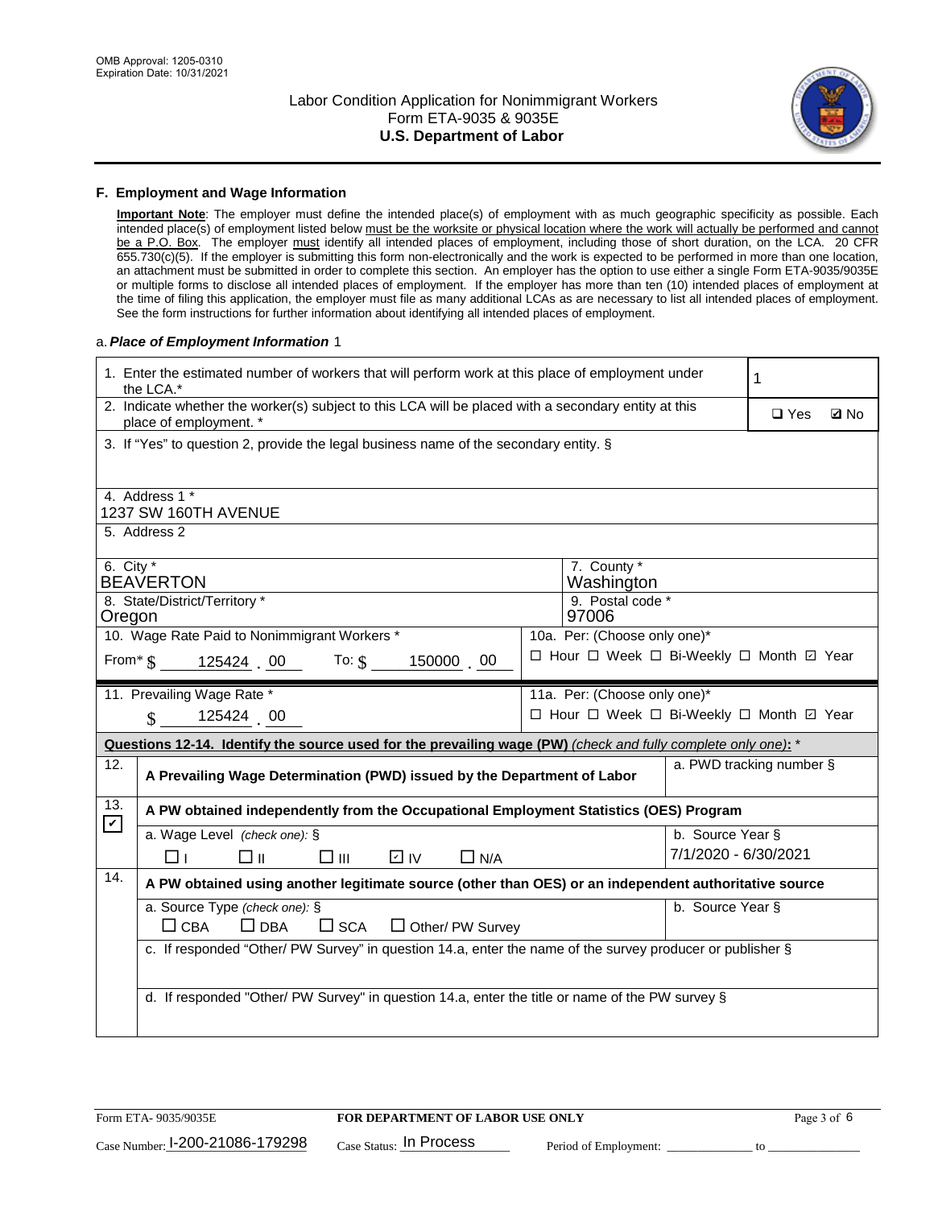## F. Employment and Wage Information

**Important Note**: The employer must define the intended place(s) of employment with as much geographic specificity as possible. Each intended place(s) of employment listed below must be the worksite or physical location where the work will actually be performed and cannot be a P.O. Box. The employer must identify all intended places of employment, including those of short duration, on the LCA. 20 CFR 655.730(c)(5). If the employer is submitting this form non-electronically and the work is expected to be performed in more than one location, an attachment must be submitted in order to complete this section. An employer has the option to use either a single Form ETA-9035/9035E or multiple forms to disclose all intended places of employment. If the employer has more than ten (10) intended places of employment at the time of filing this application, the employer must file as many additional LCAs as are necessary to list all intended places of employment. See the form instructions for further information about identifying all intended places of employment.

a. *Place of Employment Information* 1

| | |
|---|---|
| 1. Enter the estimated number of workers that will perform work at this place of employment under the LCA.* | 1 |
| 2. Indicate whether the worker(s) subject to this LCA will be placed with a secondary entity at this place of employment. * | ☐ Yes ☑ No |
| 3. If "Yes" to question 2, provide the legal business name of the secondary entity. § | |
| 4. Address 1 * 1237 SW 160TH AVENUE | |
| 5. Address 2 | |
| 6. City * BEAVERTON | 7. County * Washington |
| 8. State/District/Territory * Oregon | 9. Postal code * 97006 |
| 10. Wage Rate Paid to Nonimmigrant Workers * From* $ 125424 . 00 To: $ 150000 . 00 | 10a. Per: (Choose only one)* ☐ Hour ☐ Week ☐ Bi-Weekly ☐ Month ☑ Year |
| 11. Prevailing Wage Rate * $ 125424 . 00 | 11a. Per: (Choose only one)* ☐ Hour ☐ Week ☐ Bi-Weekly ☐ Month ☑ Year |

**Questions 12-14. Identify the source used for the prevailing wage (PW)** *(check and fully complete only one)*: *

| | | |
|---|---|---|
| 12. | **A Prevailing Wage Determination (PWD) issued by the Department of Labor** | a. PWD tracking number § |
| 13. ☑ | **A PW obtained independently from the Occupational Employment Statistics (OES) Program** | |
| | a. Wage Level *(check one):* § ☐ I ☐ II ☐ III ☑ IV ☐ N/A | b. Source Year § 7/1/2020 - 6/30/2021 |
| 14. | **A PW obtained using another legitimate source (other than OES) or an independent authoritative source** | |
| | a. Source Type *(check one):* § ☐ CBA ☐ DBA ☐ SCA ☐ Other/ PW Survey | b. Source Year § |
| | c. If responded "Other/ PW Survey" in question 14.a, enter the name of the survey producer or publisher § | |
| | d. If responded "Other/ PW Survey" in question 14.a, enter the title or name of the PW survey § | |

Form ETA- 9035/9035E **FOR DEPARTMENT OF LABOR USE ONLY**

Case Number: I-200-21086-179298 Case Status: In Process Period of Employment: _____________ to _____________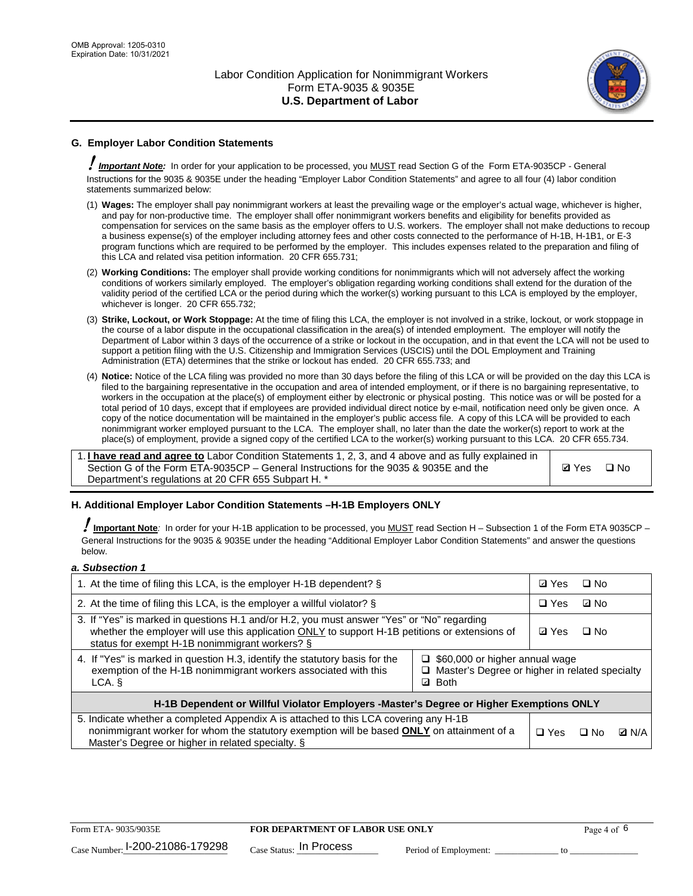## G. Employer Labor Condition Statements

**Important Note:** In order for your application to be processed, you MUST read Section G of the Form ETA-9035CP - General Instructions for the 9035 & 9035E under the heading "Employer Labor Condition Statements" and agree to all four (4) labor condition statements summarized below:

(1) **Wages:** The employer shall pay nonimmigrant workers at least the prevailing wage or the employer's actual wage, whichever is higher, and pay for non-productive time. The employer shall offer nonimmigrant workers benefits and eligibility for benefits provided as compensation for services on the same basis as the employer offers to U.S. workers. The employer shall not make deductions to recoup a business expense(s) of the employer including attorney fees and other costs connected to the performance of H-1B, H-1B1, or E-3 program functions which are required to be performed by the employer. This includes expenses related to the preparation and filing of this LCA and related visa petition information. 20 CFR 655.731;

(2) **Working Conditions:** The employer shall provide working conditions for nonimmigrants which will not adversely affect the working conditions of workers similarly employed. The employer's obligation regarding working conditions shall extend for the duration of the validity period of the certified LCA or the period during which the worker(s) working pursuant to this LCA is employed by the employer, whichever is longer. 20 CFR 655.732;

(3) **Strike, Lockout, or Work Stoppage:** At the time of filing this LCA, the employer is not involved in a strike, lockout, or work stoppage in the course of a labor dispute in the occupational classification in the area(s) of intended employment. The employer will notify the Department of Labor within 3 days of the occurrence of a strike or lockout in the occupation, and in that event the LCA will not be used to support a petition filing with the U.S. Citizenship and Immigration Services (USCIS) until the DOL Employment and Training Administration (ETA) determines that the strike or lockout has ended. 20 CFR 655.733; and

(4) **Notice:** Notice of the LCA filing was provided no more than 30 days before the filing of this LCA or will be provided on the day this LCA is filed to the bargaining representative in the occupation and area of intended employment, or if there is no bargaining representative, to workers in the occupation at the place(s) of employment either by electronic or physical posting. This notice was or will be posted for a total period of 10 days, except that if employees are provided individual direct notice by e-mail, notification need only be given once. A copy of the notice documentation will be maintained in the employer's public access file. A copy of this LCA will be provided to each nonimmigrant worker employed pursuant to the LCA. The employer shall, no later than the date the worker(s) report to work at the place(s) of employment, provide a signed copy of the certified LCA to the worker(s) working pursuant to this LCA. 20 CFR 655.734.

| | |
|---|---|
| 1. **I have read and agree to** Labor Condition Statements 1, 2, 3, and 4 above and as fully explained in Section G of the Form ETA-9035CP – General Instructions for the 9035 & 9035E and the Department's regulations at 20 CFR 655 Subpart H. * | ☑ Yes ☐ No |

## H. Additional Employer Labor Condition Statements –H-1B Employers ONLY

**Important Note**: In order for your H-1B application to be processed, you MUST read Section H – Subsection 1 of the Form ETA 9035CP – General Instructions for the 9035 & 9035E under the heading "Additional Employer Labor Condition Statements" and answer the questions below.

*a. Subsection 1*

| | | |
|---|---|---|
| 1. At the time of filing this LCA, is the employer H-1B dependent? § | | ☑ Yes ☐ No |
| 2. At the time of filing this LCA, is the employer a willful violator? § | | ☐ Yes ☑ No |
| 3. If "Yes" is marked in questions H.1 and/or H.2, you must answer "Yes" or "No" regarding whether the employer will use this application ONLY to support H-1B petitions or extensions of status for exempt H-1B nonimmigrant workers? § | | ☑ Yes ☐ No |
| 4. If "Yes" is marked in question H.3, identify the statutory basis for the exemption of the H-1B nonimmigrant workers associated with this LCA. § | ☐ $60,000 or higher annual wage<br>☐ Master's Degree or higher in related specialty<br>☑ Both | |
| **H-1B Dependent or Willful Violator Employers -Master's Degree or Higher Exemptions ONLY** | | |
| 5. Indicate whether a completed Appendix A is attached to this LCA covering any H-1B nonimmigrant worker for whom the statutory exemption will be based **ONLY** on attainment of a Master's Degree or higher in related specialty. § | | ☐ Yes ☐ No ☑ N/A |

Form ETA- 9035/9035E **FOR DEPARTMENT OF LABOR USE ONLY**

Case Number: I-200-21086-179298 Case Status: In Process Period of Employment: _____________ to _____________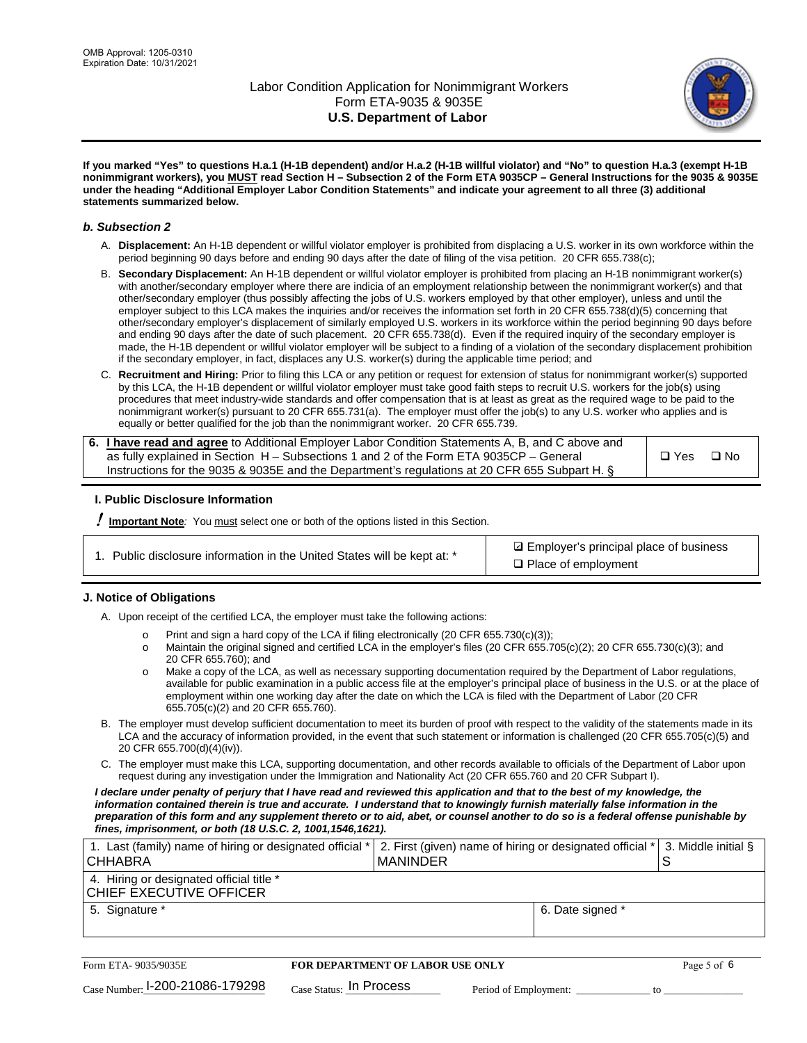**If you marked "Yes" to questions H.a.1 (H-1B dependent) and/or H.a.2 (H-1B willful violator) and "No" to question H.a.3 (exempt H-1B nonimmigrant workers), you MUST read Section H – Subsection 2 of the Form ETA 9035CP – General Instructions for the 9035 & 9035E under the heading "Additional Employer Labor Condition Statements" and indicate your agreement to all three (3) additional statements summarized below.**

### *b. Subsection 2*

A. **Displacement:** An H-1B dependent or willful violator employer is prohibited from displacing a U.S. worker in its own workforce within the period beginning 90 days before and ending 90 days after the date of filing of the visa petition. 20 CFR 655.738(c);

B. **Secondary Displacement:** An H-1B dependent or willful violator employer is prohibited from placing an H-1B nonimmigrant worker(s) with another/secondary employer where there are indicia of an employment relationship between the nonimmigrant worker(s) and that other/secondary employer (thus possibly affecting the jobs of U.S. workers employed by that other employer), unless and until the employer subject to this LCA makes the inquiries and/or receives the information set forth in 20 CFR 655.738(d)(5) concerning that other/secondary employer's displacement of similarly employed U.S. workers in its workforce within the period beginning 90 days before and ending 90 days after the date of such placement. 20 CFR 655.738(d). Even if the required inquiry of the secondary employer is made, the H-1B dependent or willful violator employer will be subject to a finding of a violation of the secondary displacement prohibition if the secondary employer, in fact, displaces any U.S. worker(s) during the applicable time period; and

C. **Recruitment and Hiring:** Prior to filing this LCA or any petition or request for extension of status for nonimmigrant worker(s) supported by this LCA, the H-1B dependent or willful violator employer must take good faith steps to recruit U.S. workers for the job(s) using procedures that meet industry-wide standards and offer compensation that is at least as great as the required wage to be paid to the nonimmigrant worker(s) pursuant to 20 CFR 655.731(a). The employer must offer the job(s) to any U.S. worker who applies and is equally or better qualified for the job than the nonimmigrant worker. 20 CFR 655.739.

| 6. **I have read and agree** to Additional Employer Labor Condition Statements A, B, and C above and as fully explained in Section H – Subsections 1 and 2 of the Form ETA 9035CP – General Instructions for the 9035 & 9035E and the Department's regulations at 20 CFR 655 Subpart H. § | ❑ Yes ❑ No |
|---|---|

## I. Public Disclosure Information

**! Important Note***:* You must select one or both of the options listed in this Section.

| 1. Public disclosure information in the United States will be kept at: * | ☑ Employer's principal place of business<br>❑ Place of employment |
|---|---|

## J. Notice of Obligations

A. Upon receipt of the certified LCA, the employer must take the following actions:

- o Print and sign a hard copy of the LCA if filing electronically (20 CFR 655.730(c)(3));
- o Maintain the original signed and certified LCA in the employer's files (20 CFR 655.705(c)(2); 20 CFR 655.730(c)(3); and 20 CFR 655.760); and
- o Make a copy of the LCA, as well as necessary supporting documentation required by the Department of Labor regulations, available for public examination in a public access file at the employer's principal place of business in the U.S. or at the place of employment within one working day after the date on which the LCA is filed with the Department of Labor (20 CFR 655.705(c)(2) and 20 CFR 655.760).

B. The employer must develop sufficient documentation to meet its burden of proof with respect to the validity of the statements made in its LCA and the accuracy of information provided, in the event that such statement or information is challenged (20 CFR 655.705(c)(5) and 20 CFR 655.700(d)(4)(iv)).

C. The employer must make this LCA, supporting documentation, and other records available to officials of the Department of Labor upon request during any investigation under the Immigration and Nationality Act (20 CFR 655.760 and 20 CFR Subpart I).

***I declare under penalty of perjury that I have read and reviewed this application and that to the best of my knowledge, the information contained therein is true and accurate. I understand that to knowingly furnish materially false information in the preparation of this form and any supplement thereto or to aid, abet, or counsel another to do so is a federal offense punishable by fines, imprisonment, or both (18 U.S.C. 2, 1001,1546,1621).***

| 1. Last (family) name of hiring or designated official * CHHABRA | 2. First (given) name of hiring or designated official * MANINDER | 3. Middle initial § S |
|---|---|---|
| 4. Hiring or designated official title * CHIEF EXECUTIVE OFFICER | | |
| 5. Signature * | 6. Date signed * | |

Form ETA- 9035/9035E — **FOR DEPARTMENT OF LABOR USE ONLY**

Case Number: I-200-21086-179298 Case Status: In Process Period of Employment: _____________ to _____________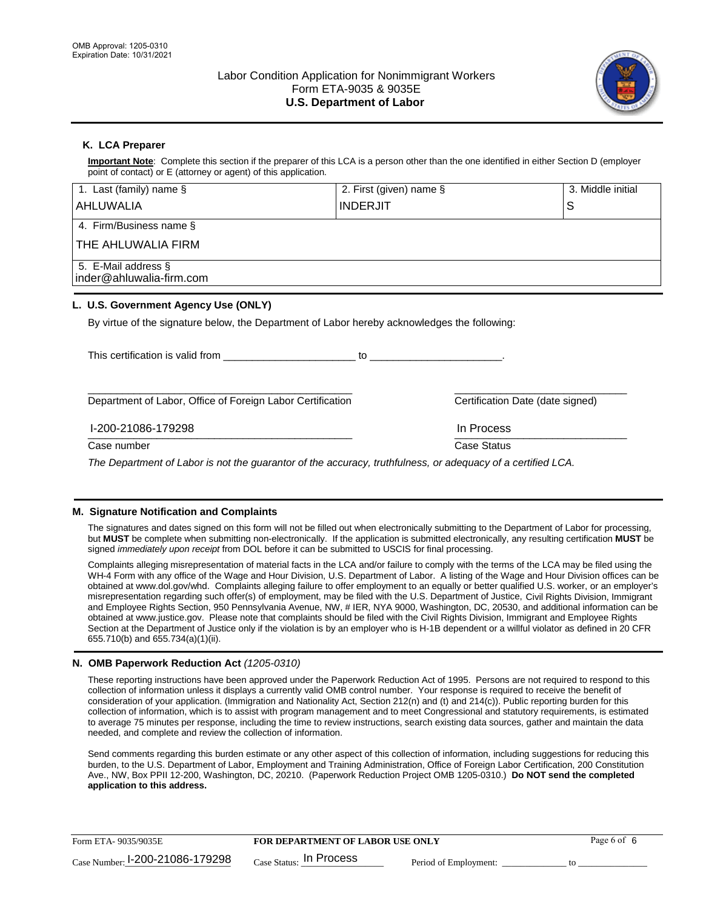## K. LCA Preparer

**Important Note**: Complete this section if the preparer of this LCA is a person other than the one identified in either Section D (employer point of contact) or E (attorney or agent) of this application.

| 1. Last (family) name § | 2. First (given) name § | 3. Middle initial |
|---|---|---|
| AHLUWALIA | INDERJIT | S |
| 4. Firm/Business name § | | |
| THE AHLUWALIA FIRM | | |
| 5. E-Mail address § | | |
| inder@ahluwalia-firm.com | | |

## L. U.S. Government Agency Use (ONLY)

By virtue of the signature below, the Department of Labor hereby acknowledges the following:

This certification is valid from _______________________ to _______________________.

_______________________________________________ Department of Labor, Office of Foreign Labor Certification

_______________________________ Certification Date (date signed)

I-200-21086-179298
Case number

In Process
Case Status

*The Department of Labor is not the guarantor of the accuracy, truthfulness, or adequacy of a certified LCA.*

## M. Signature Notification and Complaints

The signatures and dates signed on this form will not be filled out when electronically submitting to the Department of Labor for processing, but **MUST** be complete when submitting non-electronically. If the application is submitted electronically, any resulting certification **MUST** be signed *immediately upon receipt* from DOL before it can be submitted to USCIS for final processing.

Complaints alleging misrepresentation of material facts in the LCA and/or failure to comply with the terms of the LCA may be filed using the WH-4 Form with any office of the Wage and Hour Division, U.S. Department of Labor. A listing of the Wage and Hour Division offices can be obtained at www.dol.gov/whd. Complaints alleging failure to offer employment to an equally or better qualified U.S. worker, or an employer's misrepresentation regarding such offer(s) of employment, may be filed with the U.S. Department of Justice, Civil Rights Division, Immigrant and Employee Rights Section, 950 Pennsylvania Avenue, NW, # IER, NYA 9000, Washington, DC, 20530, and additional information can be obtained at www.justice.gov. Please note that complaints should be filed with the Civil Rights Division, Immigrant and Employee Rights Section at the Department of Justice only if the violation is by an employer who is H-1B dependent or a willful violator as defined in 20 CFR 655.710(b) and 655.734(a)(1)(ii).

## N. OMB Paperwork Reduction Act *(1205-0310)*

These reporting instructions have been approved under the Paperwork Reduction Act of 1995. Persons are not required to respond to this collection of information unless it displays a currently valid OMB control number. Your response is required to receive the benefit of consideration of your application. (Immigration and Nationality Act, Section 212(n) and (t) and 214(c)). Public reporting burden for this collection of information, which is to assist with program management and to meet Congressional and statutory requirements, is estimated to average 75 minutes per response, including the time to review instructions, search existing data sources, gather and maintain the data needed, and complete and review the collection of information.

Send comments regarding this burden estimate or any other aspect of this collection of information, including suggestions for reducing this burden, to the U.S. Department of Labor, Employment and Training Administration, Office of Foreign Labor Certification, 200 Constitution Ave., NW, Box PPII 12-200, Washington, DC, 20210. (Paperwork Reduction Project OMB 1205-0310.) **Do NOT send the completed application to this address.**

Form ETA- 9035/9035E — **FOR DEPARTMENT OF LABOR USE ONLY**

Case Number: I-200-21086-179298 Case Status: In Process Period of Employment: _____________ to _____________